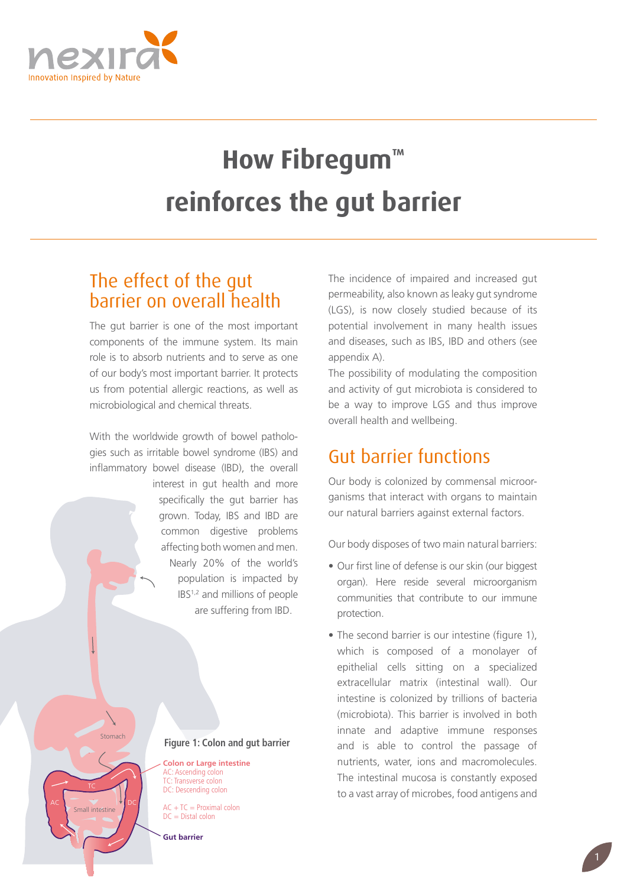# How Fibregum™ reinforces the gut barrier

## The effect of the gut barrier on overall health

The gut barrier is one of the most important components of the immune system. Its main role is to absorb nutrients and to serve as one of our body's most important barrier. It protects us from potential allergic reactions, as well as microbiological and chemical threats.

With the worldwide growth of bowel pathologies such as irritable bowel syndrome (IBS) and inflammatory bowel disease (IBD), the overall interest in gut health and more specifically the gut barrier has grown. Today, IBS and IBD are common digestive problems affecting both women and men. Nearly 20% of the world's population is impacted by IBS[1,2] and millions of people are suffering from IBD.

Stomach

Small intestine

TC

AC

DC

**Figure 1: Colon and gut barrier**

**Colon or Large intestine**
AC: Ascending colon
TC: Transverse colon
DC: Descending colon

AC + TC = Proximal colon
DC = Distal colon

**Gut barrier**

The incidence of impaired and increased gut permeability, also known as leaky gut syndrome (LGS), is now closely studied because of its potential involvement in many health issues and diseases, such as IBS, IBD and others (see appendix A).

The possibility of modulating the composition and activity of gut microbiota is considered to be a way to improve LGS and thus improve overall health and wellbeing.

## Gut barrier functions

Our body is colonized by commensal microorganisms that interact with organs to maintain our natural barriers against external factors.

Our body disposes of two main natural barriers:

- Our first line of defense is our skin (our biggest organ). Here reside several microorganism communities that contribute to our immune protection.
- The second barrier is our intestine (figure 1), which is composed of a monolayer of epithelial cells sitting on a specialized extracellular matrix (intestinal wall). Our intestine is colonized by trillions of bacteria (microbiota). This barrier is involved in both innate and adaptive immune responses and is able to control the passage of nutrients, water, ions and macromolecules. The intestinal mucosa is constantly exposed to a vast array of microbes, food antigens and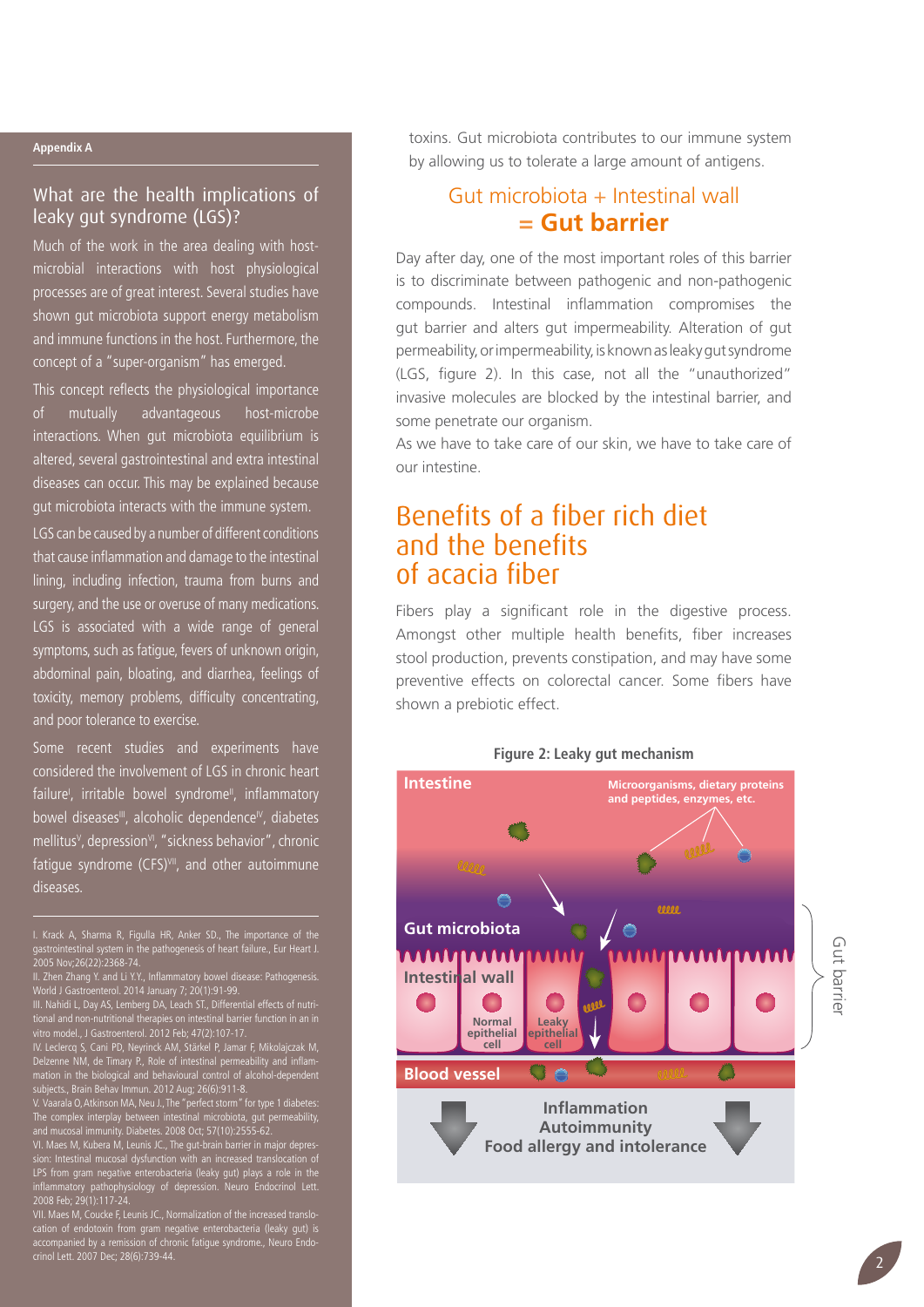Appendix A

## What are the health implications of leaky gut syndrome (LGS)?

Much of the work in the area dealing with host-microbial interactions with host physiological processes are of great interest. Several studies have shown gut microbiota support energy metabolism and immune functions in the host. Furthermore, the concept of a "super-organism" has emerged.

This concept reflects the physiological importance of mutually advantageous host-microbe interactions. When gut microbiota equilibrium is altered, several gastrointestinal and extra intestinal diseases can occur. This may be explained because gut microbiota interacts with the immune system.

LGS can be caused by a number of different conditions that cause inflammation and damage to the intestinal lining, including infection, trauma from burns and surgery, and the use or overuse of many medications. LGS is associated with a wide range of general symptoms, such as fatigue, fevers of unknown origin, abdominal pain, bloating, and diarrhea, feelings of toxicity, memory problems, difficulty concentrating, and poor tolerance to exercise.

Some recent studies and experiments have considered the involvement of LGS in chronic heart failure[I], irritable bowel syndrome[II], inflammatory bowel diseases[III], alcoholic dependence[IV], diabetes mellitus[V], depression[VI], "sickness behavior", chronic fatigue syndrome (CFS)[VII], and other autoimmune diseases.

I. Krack A, Sharma R, Figulla HR, Anker SD., The importance of the gastrointestinal system in the pathogenesis of heart failure., Eur Heart J. 2005 Nov;26(22):2368-74.
II. Zhen Zhang Y. and Li Y.Y., Inflammatory bowel disease: Pathogenesis. World J Gastroenterol. 2014 January 7; 20(1):91-99.
III. Nahidi L, Day AS, Lemberg DA, Leach ST., Differential effects of nutritional and non-nutritional therapies on intestinal barrier function in an in vitro model., J Gastroenterol. 2012 Feb; 47(2):107-17.
IV. Leclercq S, Cani PD, Neyrinck AM, Stärkel P, Jamar F, Mikolajczak M, Delzenne NM, de Timary P., Role of intestinal permeability and inflammation in the biological and behavioural control of alcohol-dependent subjects., Brain Behav Immun. 2012 Aug; 26(6):911-8.
V. Vaarala O, Atkinson MA, Neu J., The "perfect storm" for type 1 diabetes: The complex interplay between intestinal microbiota, gut permeability, and mucosal immunity. Diabetes. 2008 Oct; 57(10):2555-62.
VI. Maes M, Kubera M, Leunis JC., The gut-brain barrier in major depression: Intestinal mucosal dysfunction with an increased translocation of LPS from gram negative enterobacteria (leaky gut) plays a role in the inflammatory pathophysiology of depression. Neuro Endocrinol Lett. 2008 Feb; 29(1):117-24.
VII. Maes M, Coucke F, Leunis JC., Normalization of the increased translocation of endotoxin from gram negative enterobacteria (leaky gut) is accompanied by a remission of chronic fatigue syndrome., Neuro Endocrinol Lett. 2007 Dec; 28(6):739-44.

toxins. Gut microbiota contributes to our immune system by allowing us to tolerate a large amount of antigens.

### Gut microbiota + Intestinal wall = **Gut barrier**

Day after day, one of the most important roles of this barrier is to discriminate between pathogenic and non-pathogenic compounds. Intestinal inflammation compromises the gut barrier and alters gut impermeability. Alteration of gut permeability, or impermeability, is known as leaky gut syndrome (LGS, figure 2). In this case, not all the "unauthorized" invasive molecules are blocked by the intestinal barrier, and some penetrate our organism.
As we have to take care of our skin, we have to take care of our intestine.

## Benefits of a fiber rich diet and the benefits of acacia fiber

Fibers play a significant role in the digestive process. Amongst other multiple health benefits, fiber increases stool production, prevents constipation, and may have some preventive effects on colorectal cancer. Some fibers have shown a prebiotic effect.

**Figure 2: Leaky gut mechanism**

Intestine — Microorganisms, dietary proteins and peptides, enzymes, etc.
Gut microbiota
Intestinal wall — Normal epithelial cell — Leaky epithelial cell
Gut barrier
Blood vessel
Inflammation
Autoimmunity
Food allergy and intolerance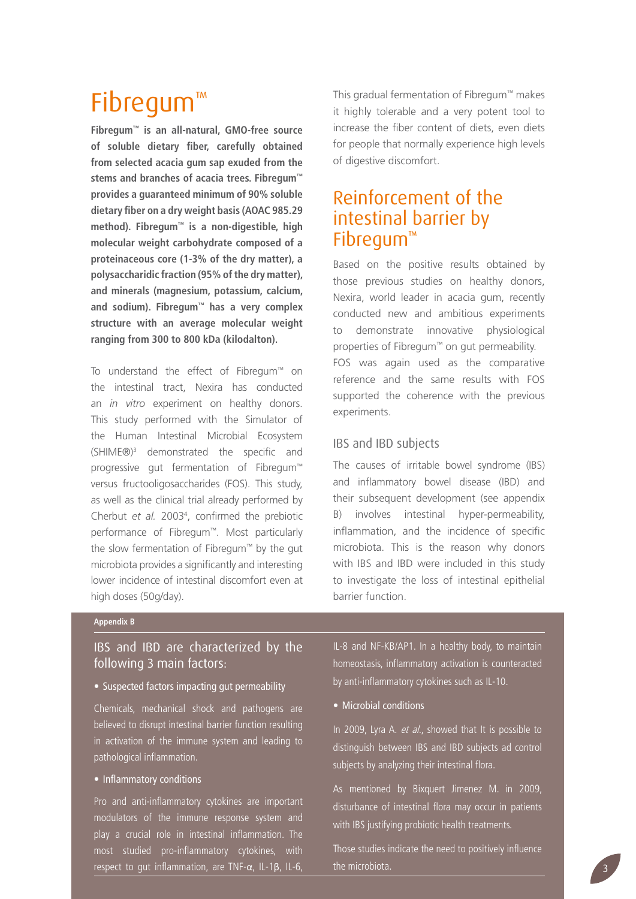# Fibregum™

**Fibregum™ is an all-natural, GMO-free source of soluble dietary fiber, carefully obtained from selected acacia gum sap exuded from the stems and branches of acacia trees. Fibregum™ provides a guaranteed minimum of 90% soluble dietary fiber on a dry weight basis (AOAC 985.29 method). Fibregum™ is a non-digestible, high molecular weight carbohydrate composed of a proteinaceous core (1-3% of the dry matter), a polysaccharidic fraction (95% of the dry matter), and minerals (magnesium, potassium, calcium, and sodium). Fibregum™ has a very complex structure with an average molecular weight ranging from 300 to 800 kDa (kilodalton).**

To understand the effect of Fibregum™ on the intestinal tract, Nexira has conducted an *in vitro* experiment on healthy donors. This study performed with the Simulator of the Human Intestinal Microbial Ecosystem (SHIME®)[3] demonstrated the specific and progressive gut fermentation of Fibregum™ versus fructooligosaccharides (FOS). This study, as well as the clinical trial already performed by Cherbut *et al.* 2003[4], confirmed the prebiotic performance of Fibregum™. Most particularly the slow fermentation of Fibregum™ by the gut microbiota provides a significantly and interesting lower incidence of intestinal discomfort even at high doses (50g/day).

This gradual fermentation of Fibregum™ makes it highly tolerable and a very potent tool to increase the fiber content of diets, even diets for people that normally experience high levels of digestive discomfort.

## Reinforcement of the intestinal barrier by Fibregum™

Based on the positive results obtained by those previous studies on healthy donors, Nexira, world leader in acacia gum, recently conducted new and ambitious experiments to demonstrate innovative physiological properties of Fibregum™ on gut permeability.
FOS was again used as the comparative reference and the same results with FOS supported the coherence with the previous experiments.

### IBS and IBD subjects

The causes of irritable bowel syndrome (IBS) and inflammatory bowel disease (IBD) and their subsequent development (see appendix B) involves intestinal hyper-permeability, inflammation, and the incidence of specific microbiota. This is the reason why donors with IBS and IBD were included in this study to investigate the loss of intestinal epithelial barrier function.

**Appendix B**

### IBS and IBD are characterized by the following 3 main factors:

- Suspected factors impacting gut permeability

Chemicals, mechanical shock and pathogens are believed to disrupt intestinal barrier function resulting in activation of the immune system and leading to pathological inflammation.

- Inflammatory conditions

Pro and anti-inflammatory cytokines are important modulators of the immune response system and play a crucial role in intestinal inflammation. The most studied pro-inflammatory cytokines, with respect to gut inflammation, are TNF-α, IL-1β, IL-6, IL-8 and NF-KB/AP1. In a healthy body, to maintain homeostasis, inflammatory activation is counteracted by anti-inflammatory cytokines such as IL-10.

- Microbial conditions

In 2009, Lyra A. *et al.*, showed that It is possible to distinguish between IBS and IBD subjects ad control subjects by analyzing their intestinal flora.

As mentioned by Bixquert Jimenez M. in 2009, disturbance of intestinal flora may occur in patients with IBS justifying probiotic health treatments.

Those studies indicate the need to positively influence the microbiota.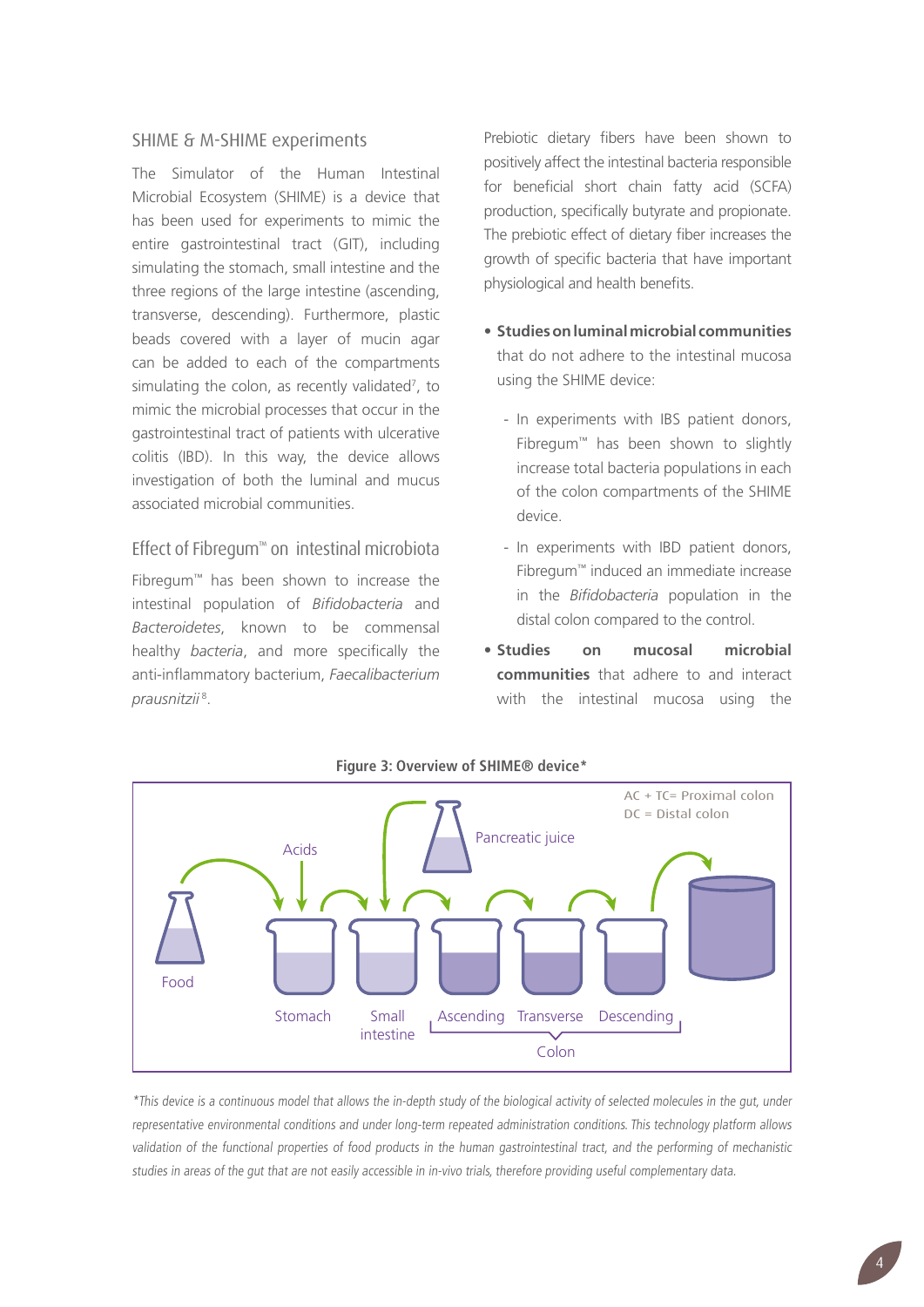## SHIME & M-SHIME experiments

The Simulator of the Human Intestinal Microbial Ecosystem (SHIME) is a device that has been used for experiments to mimic the entire gastrointestinal tract (GIT), including simulating the stomach, small intestine and the three regions of the large intestine (ascending, transverse, descending). Furthermore, plastic beads covered with a layer of mucin agar can be added to each of the compartments simulating the colon, as recently validated[7], to mimic the microbial processes that occur in the gastrointestinal tract of patients with ulcerative colitis (IBD). In this way, the device allows investigation of both the luminal and mucus associated microbial communities.

## Effect of Fibregum™ on intestinal microbiota

Fibregum™ has been shown to increase the intestinal population of *Bifidobacteria* and *Bacteroidetes*, known to be commensal healthy *bacteria*, and more specifically the anti-inflammatory bacterium, *Faecalibacterium prausnitzii*[8].

Prebiotic dietary fibers have been shown to positively affect the intestinal bacteria responsible for beneficial short chain fatty acid (SCFA) production, specifically butyrate and propionate. The prebiotic effect of dietary fiber increases the growth of specific bacteria that have important physiological and health benefits.

- **Studies on luminal microbial communities** that do not adhere to the intestinal mucosa using the SHIME device:
  - In experiments with IBS patient donors, Fibregum™ has been shown to slightly increase total bacteria populations in each of the colon compartments of the SHIME device.
  - In experiments with IBD patient donors, Fibregum™ induced an immediate increase in the *Bifidobacteria* population in the distal colon compared to the control.
- **Studies on mucosal microbial communities** that adhere to and interact with the intestinal mucosa using the

**Figure 3: Overview of SHIME® device***

AC + TC= Proximal colon
DC = Distal colon

Food → Acids → Stomach → Small intestine (Pancreatic juice) → Colon: Ascending → Transverse → Descending

*\*This device is a continuous model that allows the in-depth study of the biological activity of selected molecules in the gut, under representative environmental conditions and under long-term repeated administration conditions. This technology platform allows validation of the functional properties of food products in the human gastrointestinal tract, and the performing of mechanistic studies in areas of the gut that are not easily accessible in in-vivo trials, therefore providing useful complementary data.*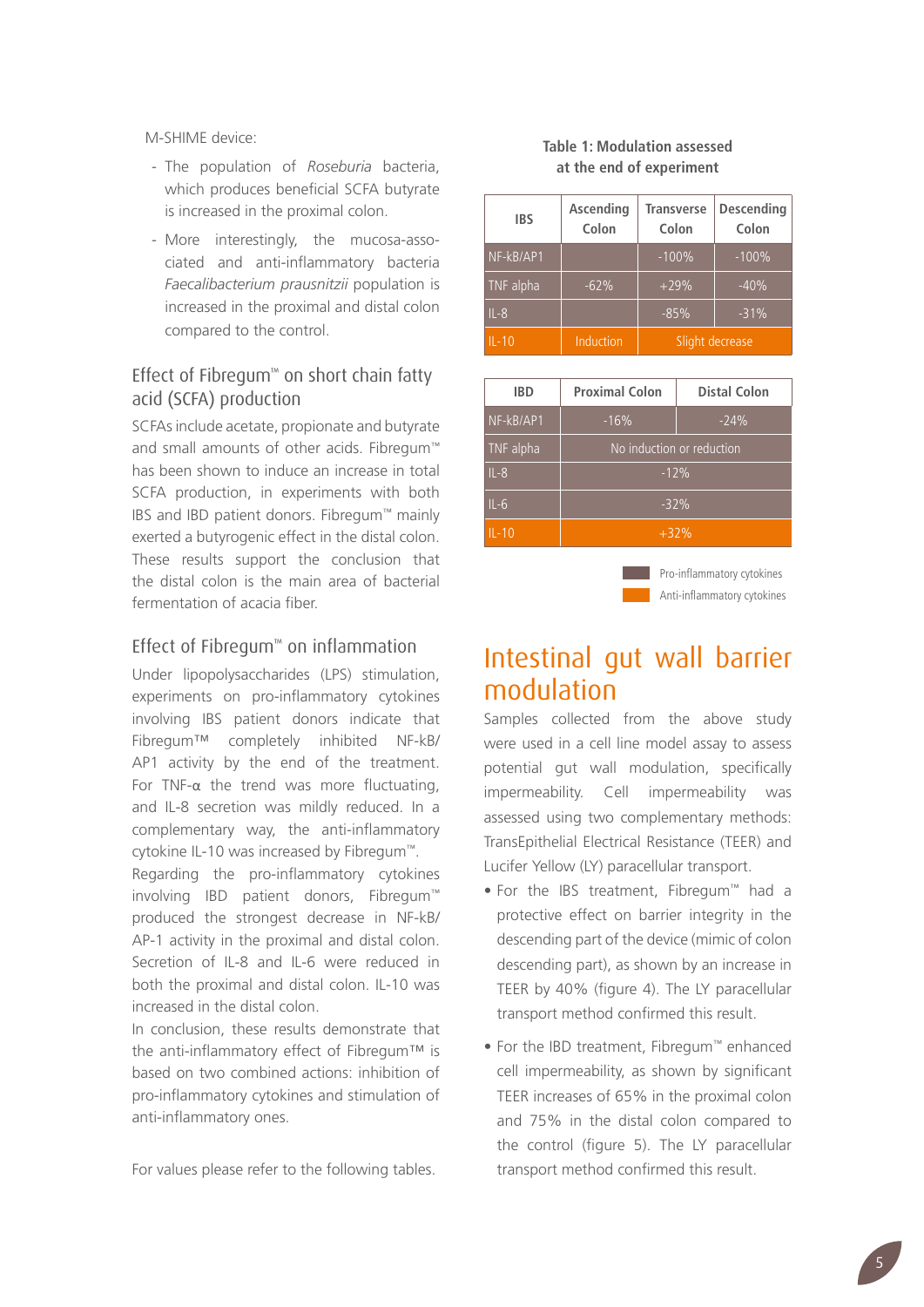M-SHIME device:

- The population of *Roseburia* bacteria, which produces beneficial SCFA butyrate is increased in the proximal colon.
- More interestingly, the mucosa-associated and anti-inflammatory bacteria *Faecalibacterium prausnitzii* population is increased in the proximal and distal colon compared to the control.

### Effect of Fibregum™ on short chain fatty acid (SCFA) production

SCFAs include acetate, propionate and butyrate and small amounts of other acids. Fibregum™ has been shown to induce an increase in total SCFA production, in experiments with both IBS and IBD patient donors. Fibregum™ mainly exerted a butyrogenic effect in the distal colon. These results support the conclusion that the distal colon is the main area of bacterial fermentation of acacia fiber.

### Effect of Fibregum™ on inflammation

Under lipopolysaccharides (LPS) stimulation, experiments on pro-inflammatory cytokines involving IBS patient donors indicate that Fibregum™ completely inhibited NF-kB/AP1 activity by the end of the treatment. For TNF-α the trend was more fluctuating, and IL-8 secretion was mildly reduced. In a complementary way, the anti-inflammatory cytokine IL-10 was increased by Fibregum™.

Regarding the pro-inflammatory cytokines involving IBD patient donors, Fibregum™ produced the strongest decrease in NF-kB/AP-1 activity in the proximal and distal colon. Secretion of IL-8 and IL-6 were reduced in both the proximal and distal colon. IL-10 was increased in the distal colon.

In conclusion, these results demonstrate that the anti-inflammatory effect of Fibregum™ is based on two combined actions: inhibition of pro-inflammatory cytokines and stimulation of anti-inflammatory ones.

For values please refer to the following tables.

**Table 1: Modulation assessed at the end of experiment**

| IBS | Ascending Colon | Transverse Colon | Descending Colon |
|---|---|---|---|
| NF-kB/AP1 | | -100% | -100% |
| TNF alpha | -62% | +29% | -40% |
| IL-8 | | -85% | -31% |
| IL-10 | Induction | Slight decrease | |

| IBD | Proximal Colon | Distal Colon |
|---|---|---|
| NF-kB/AP1 | -16% | -24% |
| TNF alpha | No induction or reduction | |
| IL-8 | -12% | |
| IL-6 | -32% | |
| IL-10 | +32% | |

Pro-inflammatory cytokines (NF-kB/AP1, TNF alpha, IL-8, IL-6)
Anti-inflammatory cytokines (IL-10)

## Intestinal gut wall barrier modulation

Samples collected from the above study were used in a cell line model assay to assess potential gut wall modulation, specifically impermeability. Cell impermeability was assessed using two complementary methods: TransEpithelial Electrical Resistance (TEER) and Lucifer Yellow (LY) paracellular transport.

- For the IBS treatment, Fibregum™ had a protective effect on barrier integrity in the descending part of the device (mimic of colon descending part), as shown by an increase in TEER by 40% (figure 4). The LY paracellular transport method confirmed this result.
- For the IBD treatment, Fibregum™ enhanced cell impermeability, as shown by significant TEER increases of 65% in the proximal colon and 75% in the distal colon compared to the control (figure 5). The LY paracellular transport method confirmed this result.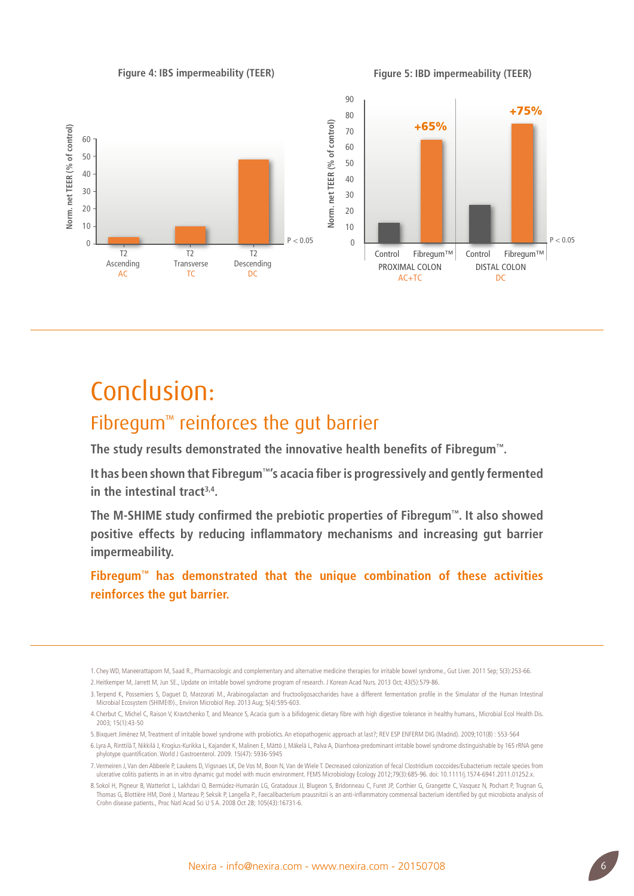**Figure 4: IBS impermeability (TEER)**

Norm. net TEER (% of control)

0
10
20
30
40
50
60

T2 Ascending AC
T2 Transverse TC
T2 Descending DC

P < 0.05

**Figure 5: IBD impermeability (TEER)**

Norm. net TEER (% of control)

0
10
20
30
40
50
60
70
80
90

+65%
+75%

Control
Fibregum™
PROXIMAL COLON AC+TC

Control
Fibregum™
DISTAL COLON DC

P < 0.05

# Conclusion:

## Fibregum™ reinforces the gut barrier

**The study results demonstrated the innovative health benefits of Fibregum™.**

**It has been shown that Fibregum™'s acacia fiber is progressively and gently fermented in the intestinal tract[3,4].**

**The M-SHIME study confirmed the prebiotic properties of Fibregum™. It also showed positive effects by reducing inflammatory mechanisms and increasing gut barrier impermeability.**

**Fibregum™ has demonstrated that the unique combination of these activities reinforces the gut barrier.**

1. Chey WD, Maneerattaporn M, Saad R., Pharmacologic and complementary and alternative medicine therapies for irritable bowel syndrome., Gut Liver. 2011 Sep; 5(3):253-66.
2. Heitkemper M, Jarrett M, Jun SE., Update on irritable bowel syndrome program of research. J Korean Acad Nurs. 2013 Oct; 43(5):579-86.
3. Terpend K, Possemiers S, Daguet D, Marzorati M., Arabinogalactan and fructooligosaccharides have a different fermentation profile in the Simulator of the Human Intestinal Microbial Ecosystem (SHIME®)., Environ Microbiol Rep. 2013 Aug; 5(4):595-603.
4. Cherbut C, Michel C, Raison V, Kravtchenko T, and Meance S, Acacia gum is a bifidogenic dietary fibre with high digestive tolerance in healthy humans., Microbial Ecol Health Dis. 2003; 15(1):43-50
5. Bixquert Jiménez M, Treatment of irritable bowel syndrome with probiotics. An etiopathogenic approach at last?; REV ESP ENFERM DIG (Madrid). 2009;101(8) : 553-564
6. Lyra A, Rinttilä T, Nikkilä J, Krogius-Kurikka L, Kajander K, Malinen E, Mättö J, Mäkelä L, Palva A, Diarrhoea-predominant irritable bowel syndrome distinguishable by 16S rRNA gene phylotype quantification. World J Gastroenterol. 2009. 15(47): 5936-5945
7. Vermeiren J, Van den Abbeele P, Laukens D, Vigsnaes LK, De Vos M, Boon N, Van de Wiele T. Decreased colonization of fecal Clostridium coccoides/Eubacterium rectale species from ulcerative colitis patients in an in vitro dynamic gut model with mucin environment. FEMS Microbiology Ecology 2012;79(3):685-96. doi: 10.1111/j.1574-6941.2011.01252.x.
8. Sokol H, Pigneur B, Watterlot L, Lakhdari O, Bermúdez-Humarán LG, Gratadoux JJ, Blugeon S, Bridonneau C, Furet JP, Corthier G, Grangette C, Vasquez N, Pochart P, Trugnan G, Thomas G, Blottière HM, Doré J, Marteau P, Seksik P, Langella P., Faecalibacterium prausnitzii is an anti-inflammatory commensal bacterium identified by gut microbiota analysis of Crohn disease patients., Proc Natl Acad Sci U S A. 2008 Oct 28; 105(43):16731-6.

Nexira - info@nexira.com - www.nexira.com - 20150708